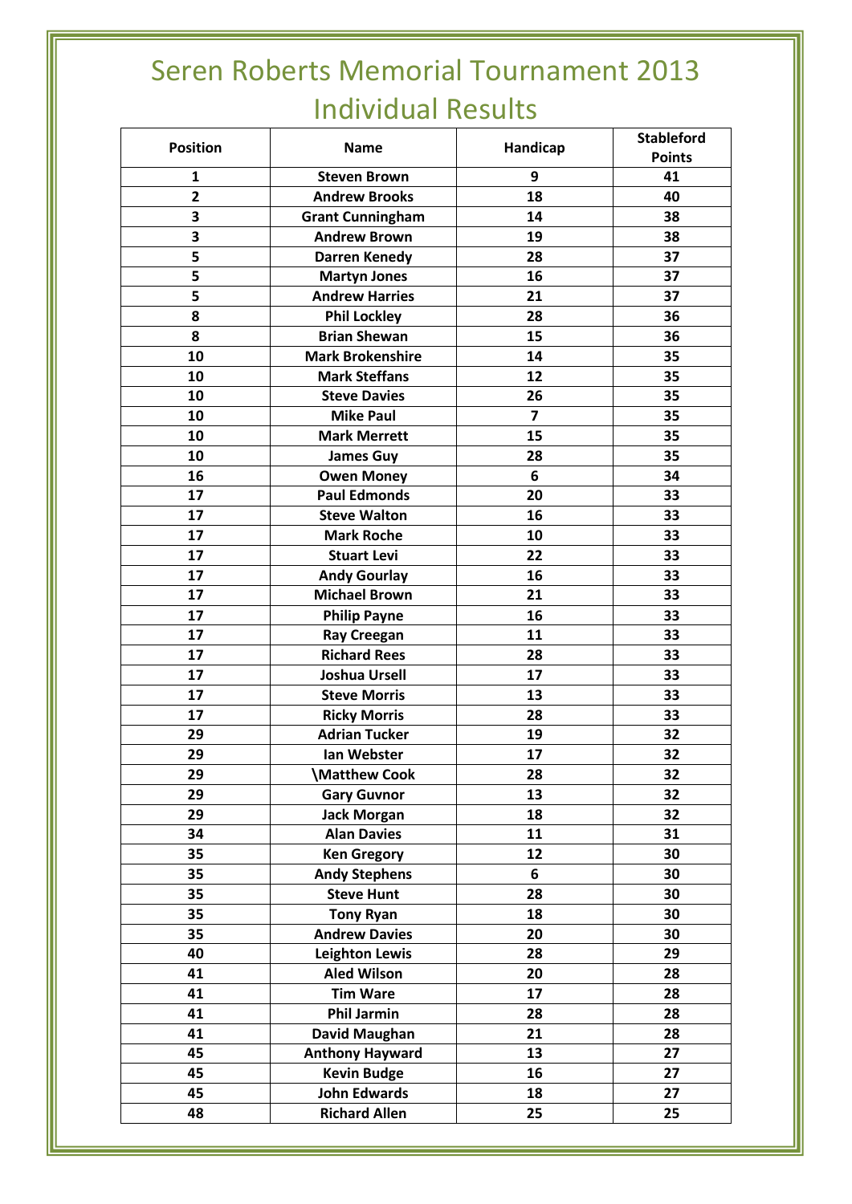# Seren Roberts Memorial Tournament 2013 Individual Results

| Position | Name | Handicap | Stableford Points |
|---|---|---|---|
| 1 | Steven Brown | 9 | 41 |
| 2 | Andrew Brooks | 18 | 40 |
| 3 | Grant Cunningham | 14 | 38 |
| 3 | Andrew Brown | 19 | 38 |
| 5 | Darren Kenedy | 28 | 37 |
| 5 | Martyn Jones | 16 | 37 |
| 5 | Andrew Harries | 21 | 37 |
| 8 | Phil Lockley | 28 | 36 |
| 8 | Brian Shewan | 15 | 36 |
| 10 | Mark Brokenshire | 14 | 35 |
| 10 | Mark Steffans | 12 | 35 |
| 10 | Steve Davies | 26 | 35 |
| 10 | Mike Paul | 7 | 35 |
| 10 | Mark Merrett | 15 | 35 |
| 10 | James Guy | 28 | 35 |
| 16 | Owen Money | 6 | 34 |
| 17 | Paul Edmonds | 20 | 33 |
| 17 | Steve Walton | 16 | 33 |
| 17 | Mark Roche | 10 | 33 |
| 17 | Stuart Levi | 22 | 33 |
| 17 | Andy Gourlay | 16 | 33 |
| 17 | Michael Brown | 21 | 33 |
| 17 | Philip Payne | 16 | 33 |
| 17 | Ray Creegan | 11 | 33 |
| 17 | Richard Rees | 28 | 33 |
| 17 | Joshua Ursell | 17 | 33 |
| 17 | Steve Morris | 13 | 33 |
| 17 | Ricky Morris | 28 | 33 |
| 29 | Adrian Tucker | 19 | 32 |
| 29 | Ian Webster | 17 | 32 |
| 29 | \Matthew Cook | 28 | 32 |
| 29 | Gary Guvnor | 13 | 32 |
| 29 | Jack Morgan | 18 | 32 |
| 34 | Alan Davies | 11 | 31 |
| 35 | Ken Gregory | 12 | 30 |
| 35 | Andy Stephens | 6 | 30 |
| 35 | Steve Hunt | 28 | 30 |
| 35 | Tony Ryan | 18 | 30 |
| 35 | Andrew Davies | 20 | 30 |
| 40 | Leighton Lewis | 28 | 29 |
| 41 | Aled Wilson | 20 | 28 |
| 41 | Tim Ware | 17 | 28 |
| 41 | Phil Jarmin | 28 | 28 |
| 41 | David Maughan | 21 | 28 |
| 45 | Anthony Hayward | 13 | 27 |
| 45 | Kevin Budge | 16 | 27 |
| 45 | John Edwards | 18 | 27 |
| 48 | Richard Allen | 25 | 25 |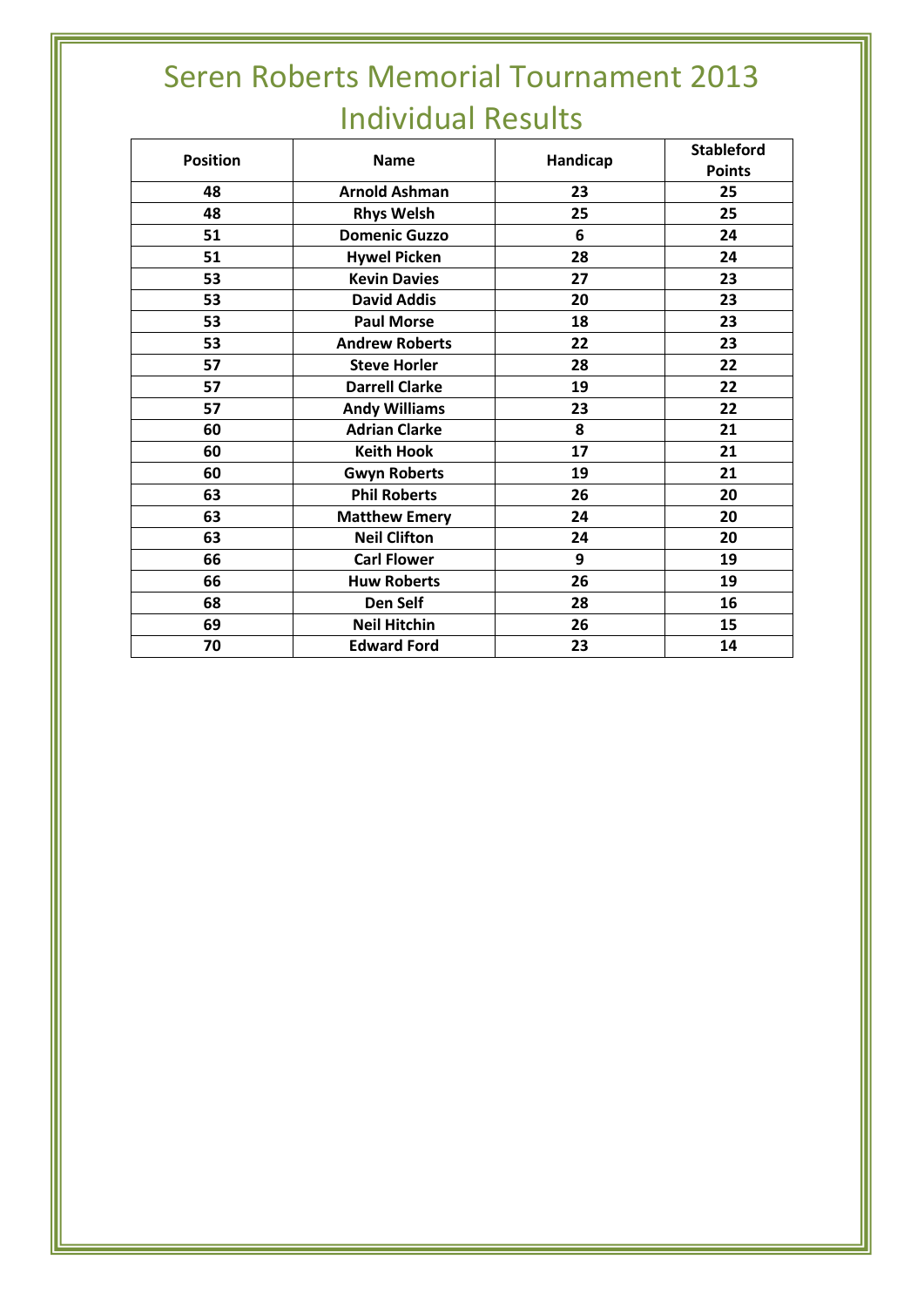# Seren Roberts Memorial Tournament 2013 Individual Results

| Position | Name | Handicap | Stableford Points |
|---|---|---|---|
| 48 | Arnold Ashman | 23 | 25 |
| 48 | Rhys Welsh | 25 | 25 |
| 51 | Domenic Guzzo | 6 | 24 |
| 51 | Hywel Picken | 28 | 24 |
| 53 | Kevin Davies | 27 | 23 |
| 53 | David Addis | 20 | 23 |
| 53 | Paul Morse | 18 | 23 |
| 53 | Andrew Roberts | 22 | 23 |
| 57 | Steve Horler | 28 | 22 |
| 57 | Darrell Clarke | 19 | 22 |
| 57 | Andy Williams | 23 | 22 |
| 60 | Adrian Clarke | 8 | 21 |
| 60 | Keith Hook | 17 | 21 |
| 60 | Gwyn Roberts | 19 | 21 |
| 63 | Phil Roberts | 26 | 20 |
| 63 | Matthew Emery | 24 | 20 |
| 63 | Neil Clifton | 24 | 20 |
| 66 | Carl Flower | 9 | 19 |
| 66 | Huw Roberts | 26 | 19 |
| 68 | Den Self | 28 | 16 |
| 69 | Neil Hitchin | 26 | 15 |
| 70 | Edward Ford | 23 | 14 |